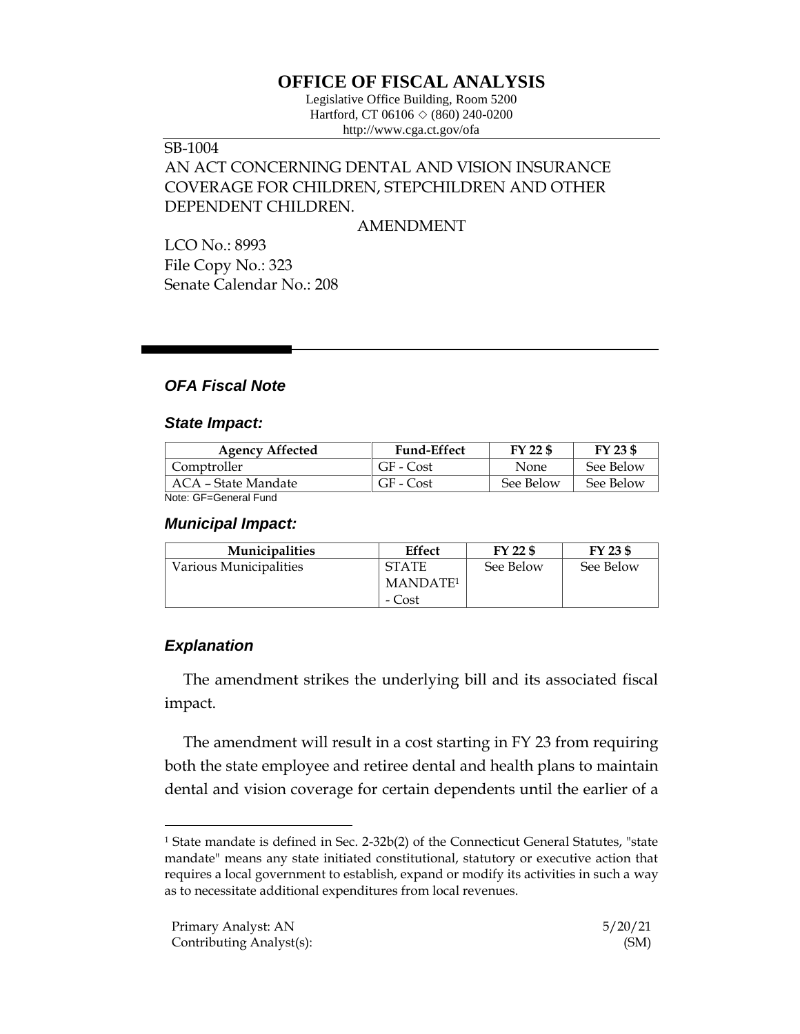# OFFICE OF FISCAL ANALYSIS

Legislative Office Building, Room 5200
Hartford, CT 06106 ◇ (860) 240-0200
http://www.cga.ct.gov/ofa

SB-1004
AN ACT CONCERNING DENTAL AND VISION INSURANCE COVERAGE FOR CHILDREN, STEPCHILDREN AND OTHER DEPENDENT CHILDREN.

AMENDMENT

LCO No.: 8993
File Copy No.: 323
Senate Calendar No.: 208

## *OFA Fiscal Note*

### *State Impact:*

| Agency Affected | Fund-Effect | FY 22 $ | FY 23 $ |
|---|---|---|---|
| Comptroller | GF - Cost | None | See Below |
| ACA – State Mandate | GF - Cost | See Below | See Below |

Note: GF=General Fund

### *Municipal Impact:*

| Municipalities | Effect | FY 22 $ | FY 23 $ |
|---|---|---|---|
| Various Municipalities | STATE MANDATE[1] - Cost | See Below | See Below |

### *Explanation*

The amendment strikes the underlying bill and its associated fiscal impact.

The amendment will result in a cost starting in FY 23 from requiring both the state employee and retiree dental and health plans to maintain dental and vision coverage for certain dependents until the earlier of a

[1] State mandate is defined in Sec. 2-32b(2) of the Connecticut General Statutes, "state mandate" means any state initiated constitutional, statutory or executive action that requires a local government to establish, expand or modify its activities in such a way as to necessitate additional expenditures from local revenues.

Primary Analyst: AN 5/20/21
Contributing Analyst(s): (SM)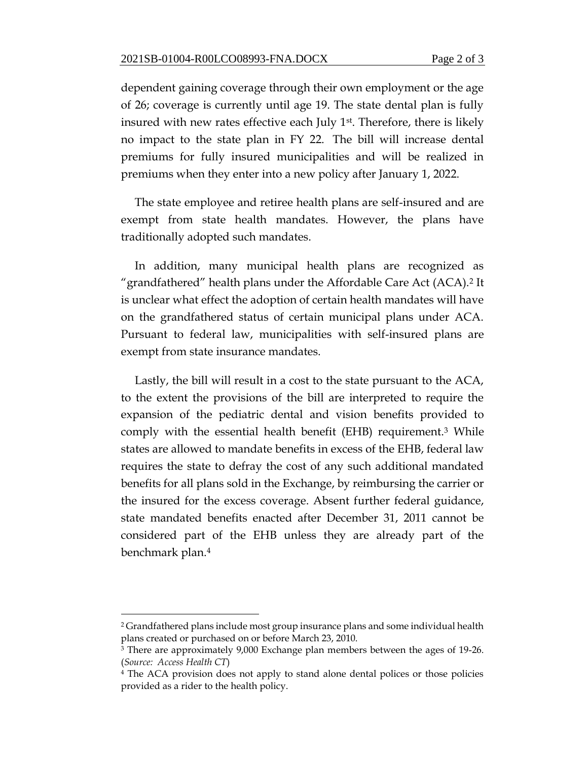dependent gaining coverage through their own employment or the age of 26; coverage is currently until age 19. The state dental plan is fully insured with new rates effective each July 1st. Therefore, there is likely no impact to the state plan in FY 22. The bill will increase dental premiums for fully insured municipalities and will be realized in premiums when they enter into a new policy after January 1, 2022.

The state employee and retiree health plans are self-insured and are exempt from state health mandates. However, the plans have traditionally adopted such mandates.

In addition, many municipal health plans are recognized as "grandfathered" health plans under the Affordable Care Act (ACA).[2] It is unclear what effect the adoption of certain health mandates will have on the grandfathered status of certain municipal plans under ACA. Pursuant to federal law, municipalities with self-insured plans are exempt from state insurance mandates.

Lastly, the bill will result in a cost to the state pursuant to the ACA, to the extent the provisions of the bill are interpreted to require the expansion of the pediatric dental and vision benefits provided to comply with the essential health benefit (EHB) requirement.[3] While states are allowed to mandate benefits in excess of the EHB, federal law requires the state to defray the cost of any such additional mandated benefits for all plans sold in the Exchange, by reimbursing the carrier or the insured for the excess coverage. Absent further federal guidance, state mandated benefits enacted after December 31, 2011 cannot be considered part of the EHB unless they are already part of the benchmark plan.[4]

---

[2] Grandfathered plans include most group insurance plans and some individual health plans created or purchased on or before March 23, 2010.

[3] There are approximately 9,000 Exchange plan members between the ages of 19-26. (*Source: Access Health CT*)

[4] The ACA provision does not apply to stand alone dental polices or those policies provided as a rider to the health policy.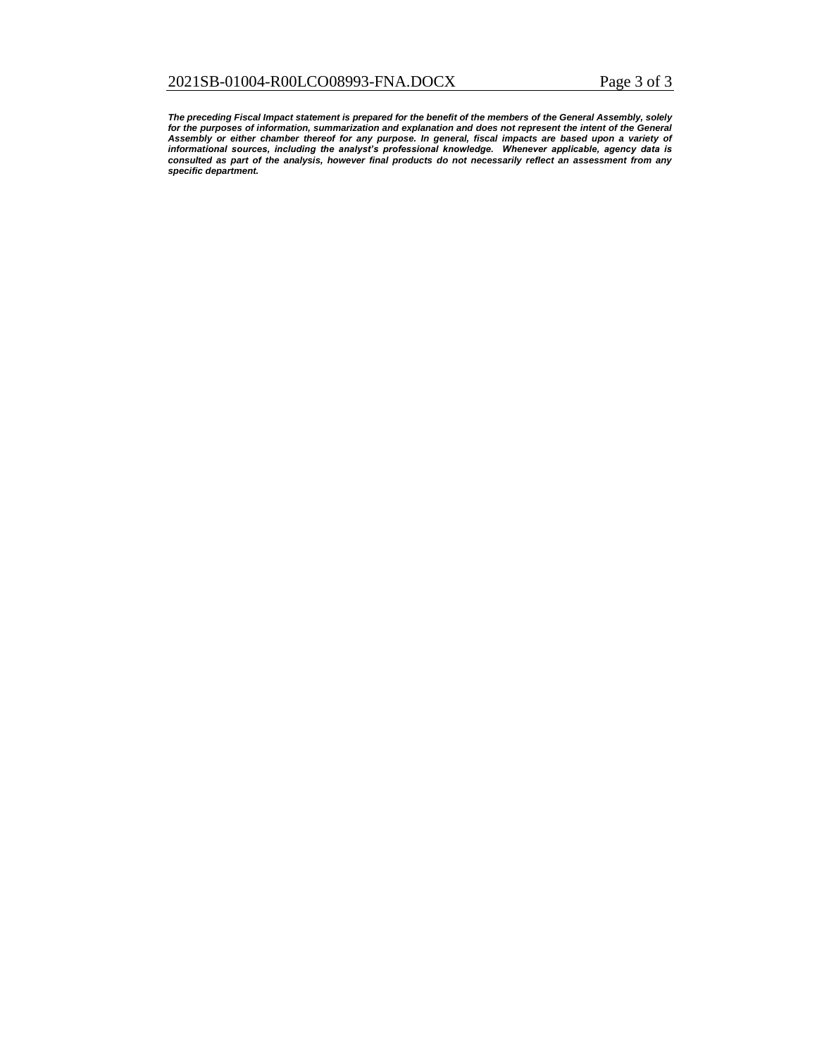***The preceding Fiscal Impact statement is prepared for the benefit of the members of the General Assembly, solely for the purposes of information, summarization and explanation and does not represent the intent of the General Assembly or either chamber thereof for any purpose. In general, fiscal impacts are based upon a variety of informational sources, including the analyst's professional knowledge. Whenever applicable, agency data is consulted as part of the analysis, however final products do not necessarily reflect an assessment from any specific department.***